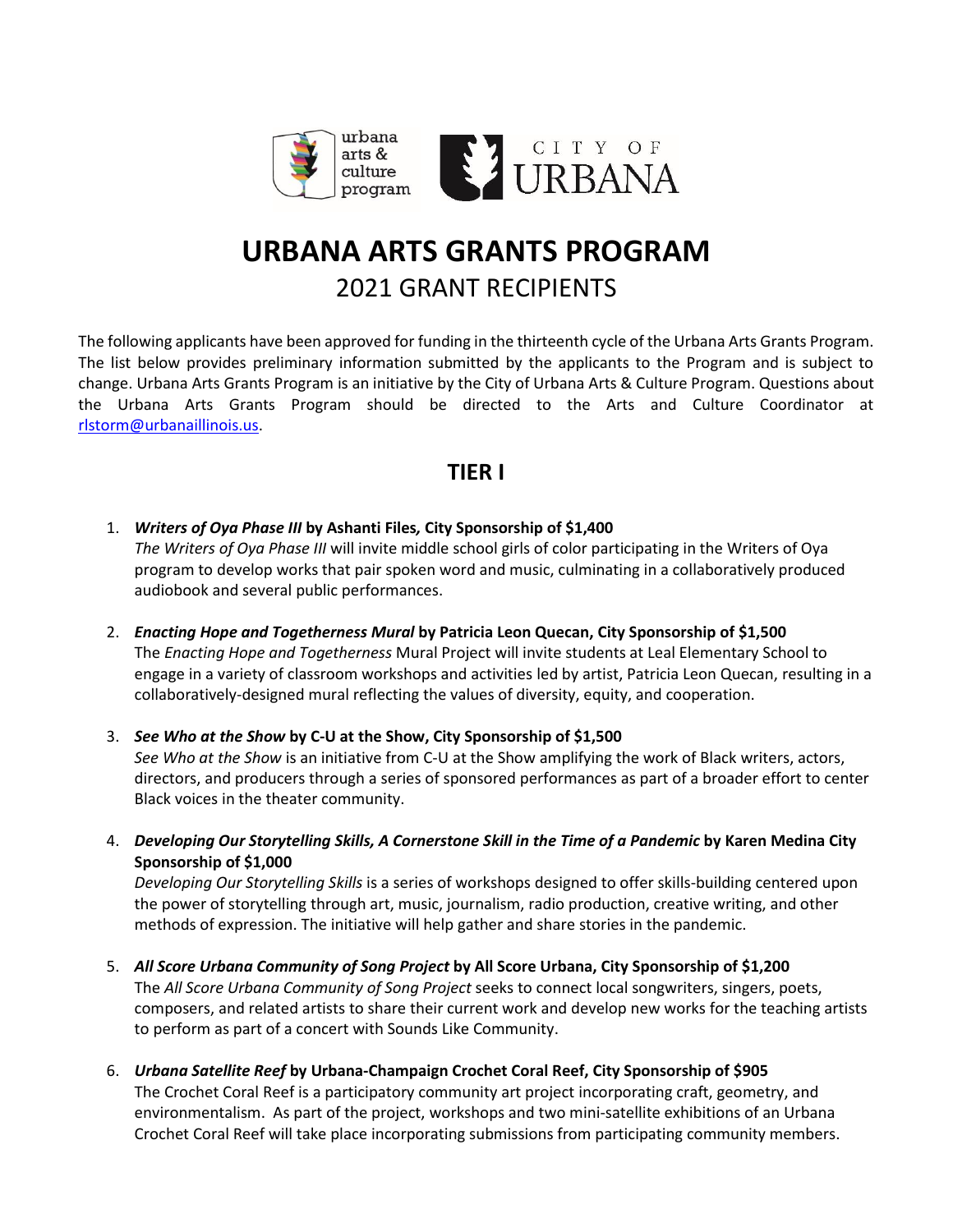# URBANA ARTS GRANTS PROGRAM

## 2021 GRANT RECIPIENTS

The following applicants have been approved for funding in the thirteenth cycle of the Urbana Arts Grants Program. The list below provides preliminary information submitted by the applicants to the Program and is subject to change. Urbana Arts Grants Program is an initiative by the City of Urbana Arts & Culture Program. Questions about the Urbana Arts Grants Program should be directed to the Arts and Culture Coordinator at rlstorm@urbanaillinois.us.

## TIER I

1. ***Writers of Oya Phase III* by Ashanti Files, City Sponsorship of $1,400**
   *The Writers of Oya Phase III* will invite middle school girls of color participating in the Writers of Oya program to develop works that pair spoken word and music, culminating in a collaboratively produced audiobook and several public performances.

2. ***Enacting Hope and Togetherness Mural* by Patricia Leon Quecan, City Sponsorship of $1,500**
   The *Enacting Hope and Togetherness* Mural Project will invite students at Leal Elementary School to engage in a variety of classroom workshops and activities led by artist, Patricia Leon Quecan, resulting in a collaboratively-designed mural reflecting the values of diversity, equity, and cooperation.

3. ***See Who at the Show* by C-U at the Show, City Sponsorship of $1,500**
   *See Who at the Show* is an initiative from C-U at the Show amplifying the work of Black writers, actors, directors, and producers through a series of sponsored performances as part of a broader effort to center Black voices in the theater community.

4. ***Developing Our Storytelling Skills, A Cornerstone Skill in the Time of a Pandemic* by Karen Medina City Sponsorship of $1,000**
   *Developing Our Storytelling Skills* is a series of workshops designed to offer skills-building centered upon the power of storytelling through art, music, journalism, radio production, creative writing, and other methods of expression. The initiative will help gather and share stories in the pandemic.

5. ***All Score Urbana Community of Song Project* by All Score Urbana, City Sponsorship of $1,200**
   The *All Score Urbana Community of Song Project* seeks to connect local songwriters, singers, poets, composers, and related artists to share their current work and develop new works for the teaching artists to perform as part of a concert with Sounds Like Community.

6. ***Urbana Satellite Reef* by Urbana-Champaign Crochet Coral Reef, City Sponsorship of $905**
   The Crochet Coral Reef is a participatory community art project incorporating craft, geometry, and environmentalism. As part of the project, workshops and two mini-satellite exhibitions of an Urbana Crochet Coral Reef will take place incorporating submissions from participating community members.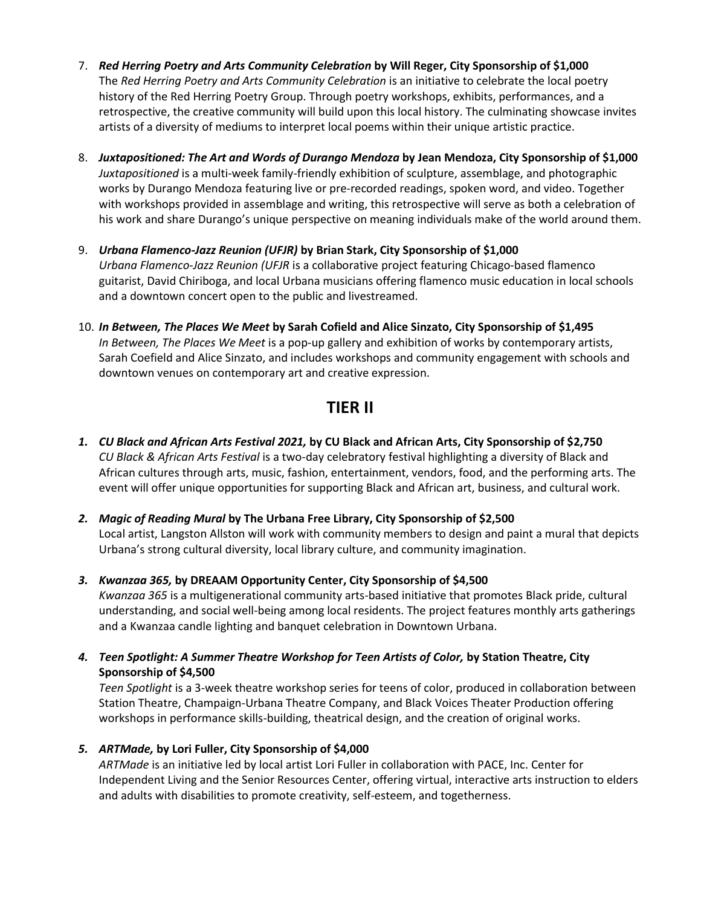7. ***Red Herring Poetry and Arts Community Celebration* by Will Reger, City Sponsorship of $1,000**
   The *Red Herring Poetry and Arts Community Celebration* is an initiative to celebrate the local poetry history of the Red Herring Poetry Group. Through poetry workshops, exhibits, performances, and a retrospective, the creative community will build upon this local history. The culminating showcase invites artists of a diversity of mediums to interpret local poems within their unique artistic practice.

8. ***Juxtapositioned: The Art and Words of Durango Mendoza* by Jean Mendoza, City Sponsorship of $1,000**
   *Juxtapositioned* is a multi-week family-friendly exhibition of sculpture, assemblage, and photographic works by Durango Mendoza featuring live or pre-recorded readings, spoken word, and video. Together with workshops provided in assemblage and writing, this retrospective will serve as both a celebration of his work and share Durango's unique perspective on meaning individuals make of the world around them.

9. ***Urbana Flamenco-Jazz Reunion (UFJR)* by Brian Stark, City Sponsorship of $1,000**
   *Urbana Flamenco-Jazz Reunion (UFJR* is a collaborative project featuring Chicago-based flamenco guitarist, David Chiriboga, and local Urbana musicians offering flamenco music education in local schools and a downtown concert open to the public and livestreamed.

10. ***In Between, The Places We Meet* by Sarah Cofield and Alice Sinzato, City Sponsorship of $1,495**
    *In Between, The Places We Meet* is a pop-up gallery and exhibition of works by contemporary artists, Sarah Coefield and Alice Sinzato, and includes workshops and community engagement with schools and downtown venues on contemporary art and creative expression.

## TIER II

1. ***CU Black and African Arts Festival 2021,* by CU Black and African Arts, City Sponsorship of $2,750**
   *CU Black & African Arts Festival* is a two-day celebratory festival highlighting a diversity of Black and African cultures through arts, music, fashion, entertainment, vendors, food, and the performing arts. The event will offer unique opportunities for supporting Black and African art, business, and cultural work.

2. ***Magic of Reading Mural* by The Urbana Free Library, City Sponsorship of $2,500**
   Local artist, Langston Allston will work with community members to design and paint a mural that depicts Urbana's strong cultural diversity, local library culture, and community imagination.

3. ***Kwanzaa 365,* by DREAAM Opportunity Center, City Sponsorship of $4,500**
   *Kwanzaa 365* is a multigenerational community arts-based initiative that promotes Black pride, cultural understanding, and social well-being among local residents. The project features monthly arts gatherings and a Kwanzaa candle lighting and banquet celebration in Downtown Urbana.

4. ***Teen Spotlight: A Summer Theatre Workshop for Teen Artists of Color,* by Station Theatre, City Sponsorship of $4,500**
   *Teen Spotlight* is a 3-week theatre workshop series for teens of color, produced in collaboration between Station Theatre, Champaign-Urbana Theatre Company, and Black Voices Theater Production offering workshops in performance skills-building, theatrical design, and the creation of original works.

5. ***ARTMade,* by Lori Fuller, City Sponsorship of $4,000**
   *ARTMade* is an initiative led by local artist Lori Fuller in collaboration with PACE, Inc. Center for Independent Living and the Senior Resources Center, offering virtual, interactive arts instruction to elders and adults with disabilities to promote creativity, self-esteem, and togetherness.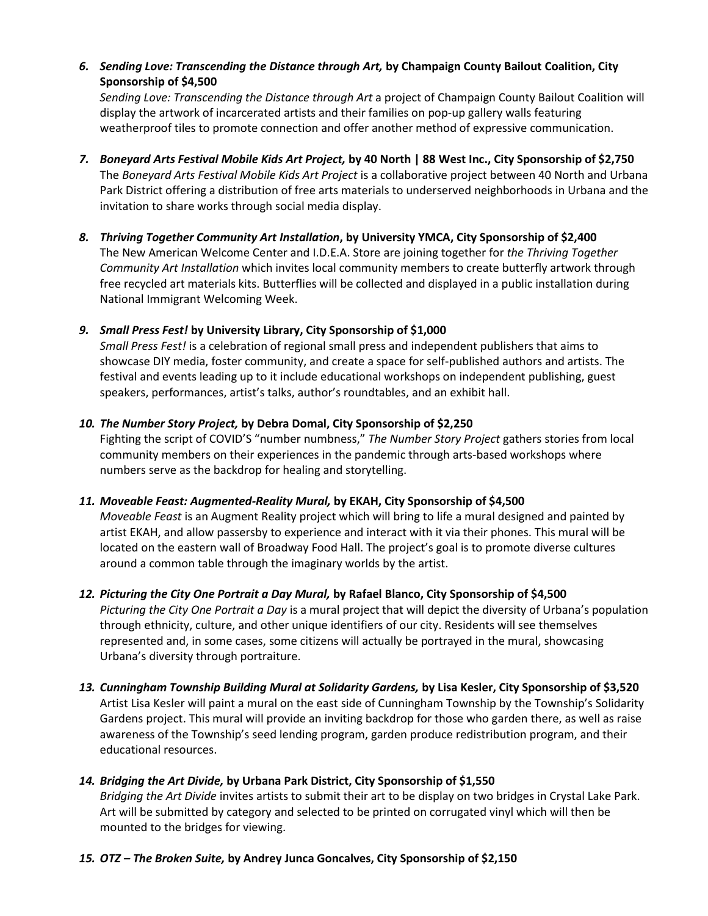6. ***Sending Love: Transcending the Distance through Art,*** **by Champaign County Bailout Coalition, City Sponsorship of $4,500**
   *Sending Love: Transcending the Distance through Art* a project of Champaign County Bailout Coalition will display the artwork of incarcerated artists and their families on pop-up gallery walls featuring weatherproof tiles to promote connection and offer another method of expressive communication.

7. ***Boneyard Arts Festival Mobile Kids Art Project,*** **by 40 North | 88 West Inc., City Sponsorship of $2,750**
   The *Boneyard Arts Festival Mobile Kids Art Project* is a collaborative project between 40 North and Urbana Park District offering a distribution of free arts materials to underserved neighborhoods in Urbana and the invitation to share works through social media display.

8. ***Thriving Together Community Art Installation*****, by University YMCA, City Sponsorship of $2,400**
   The New American Welcome Center and I.D.E.A. Store are joining together for *the Thriving Together Community Art Installation* which invites local community members to create butterfly artwork through free recycled art materials kits. Butterflies will be collected and displayed in a public installation during National Immigrant Welcoming Week.

9. ***Small Press Fest!*** **by University Library, City Sponsorship of $1,000**
   *Small Press Fest!* is a celebration of regional small press and independent publishers that aims to showcase DIY media, foster community, and create a space for self-published authors and artists. The festival and events leading up to it include educational workshops on independent publishing, guest speakers, performances, artist's talks, author's roundtables, and an exhibit hall.

10. ***The Number Story Project,*** **by Debra Domal, City Sponsorship of $2,250**
    Fighting the script of COVID'S "number numbness," *The Number Story Project* gathers stories from local community members on their experiences in the pandemic through arts-based workshops where numbers serve as the backdrop for healing and storytelling.

11. ***Moveable Feast: Augmented-Reality Mural,*** **by EKAH, City Sponsorship of $4,500**
    *Moveable Feast* is an Augment Reality project which will bring to life a mural designed and painted by artist EKAH, and allow passersby to experience and interact with it via their phones. This mural will be located on the eastern wall of Broadway Food Hall. The project's goal is to promote diverse cultures around a common table through the imaginary worlds by the artist.

12. ***Picturing the City One Portrait a Day Mural,*** **by Rafael Blanco, City Sponsorship of $4,500**
    *Picturing the City One Portrait a Day* is a mural project that will depict the diversity of Urbana's population through ethnicity, culture, and other unique identifiers of our city. Residents will see themselves represented and, in some cases, some citizens will actually be portrayed in the mural, showcasing Urbana's diversity through portraiture.

13. ***Cunningham Township Building Mural at Solidarity Gardens,*** **by Lisa Kesler, City Sponsorship of $3,520**
    Artist Lisa Kesler will paint a mural on the east side of Cunningham Township by the Township's Solidarity Gardens project. This mural will provide an inviting backdrop for those who garden there, as well as raise awareness of the Township's seed lending program, garden produce redistribution program, and their educational resources.

14. ***Bridging the Art Divide,*** **by Urbana Park District, City Sponsorship of $1,550**
    *Bridging the Art Divide* invites artists to submit their art to be display on two bridges in Crystal Lake Park. Art will be submitted by category and selected to be printed on corrugated vinyl which will then be mounted to the bridges for viewing.

15. ***OTZ – The Broken Suite,*** **by Andrey Junca Goncalves, City Sponsorship of $2,150**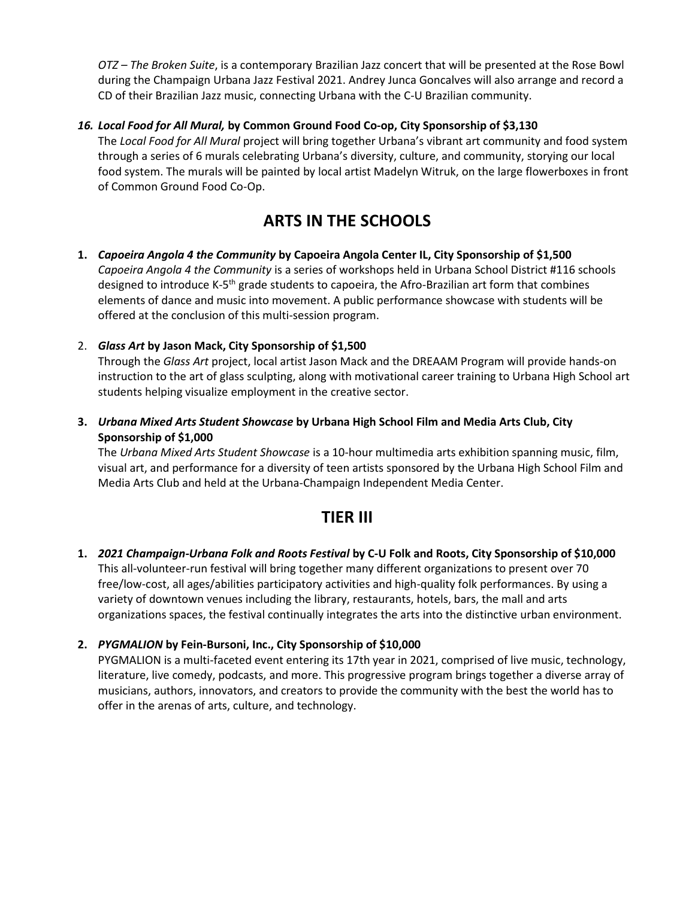*OTZ – The Broken Suite*, is a contemporary Brazilian Jazz concert that will be presented at the Rose Bowl during the Champaign Urbana Jazz Festival 2021. Andrey Junca Goncalves will also arrange and record a CD of their Brazilian Jazz music, connecting Urbana with the C-U Brazilian community.

16. ***Local Food for All Mural,* by Common Ground Food Co-op, City Sponsorship of $3,130**
    The *Local Food for All Mural* project will bring together Urbana's vibrant art community and food system through a series of 6 murals celebrating Urbana's diversity, culture, and community, storying our local food system. The murals will be painted by local artist Madelyn Witruk, on the large flowerboxes in front of Common Ground Food Co-Op.

## ARTS IN THE SCHOOLS

1. ***Capoeira Angola 4 the Community* by Capoeira Angola Center IL, City Sponsorship of $1,500**
   *Capoeira Angola 4 the Community* is a series of workshops held in Urbana School District #116 schools designed to introduce K-5th grade students to capoeira, the Afro-Brazilian art form that combines elements of dance and music into movement. A public performance showcase with students will be offered at the conclusion of this multi-session program.

2. ***Glass Art* by Jason Mack, City Sponsorship of $1,500**
   Through the *Glass Art* project, local artist Jason Mack and the DREAAM Program will provide hands-on instruction to the art of glass sculpting, along with motivational career training to Urbana High School art students helping visualize employment in the creative sector.

3. ***Urbana Mixed Arts Student Showcase* by Urbana High School Film and Media Arts Club, City Sponsorship of $1,000**
   The *Urbana Mixed Arts Student Showcase* is a 10-hour multimedia arts exhibition spanning music, film, visual art, and performance for a diversity of teen artists sponsored by the Urbana High School Film and Media Arts Club and held at the Urbana-Champaign Independent Media Center.

## TIER III

1. ***2021 Champaign-Urbana Folk and Roots Festival* by C-U Folk and Roots, City Sponsorship of $10,000**
   This all-volunteer-run festival will bring together many different organizations to present over 70 free/low-cost, all ages/abilities participatory activities and high-quality folk performances. By using a variety of downtown venues including the library, restaurants, hotels, bars, the mall and arts organizations spaces, the festival continually integrates the arts into the distinctive urban environment.

2. ***PYGMALION* by Fein-Bursoni, Inc., City Sponsorship of $10,000**
   PYGMALION is a multi-faceted event entering its 17th year in 2021, comprised of live music, technology, literature, live comedy, podcasts, and more. This progressive program brings together a diverse array of musicians, authors, innovators, and creators to provide the community with the best the world has to offer in the arenas of arts, culture, and technology.